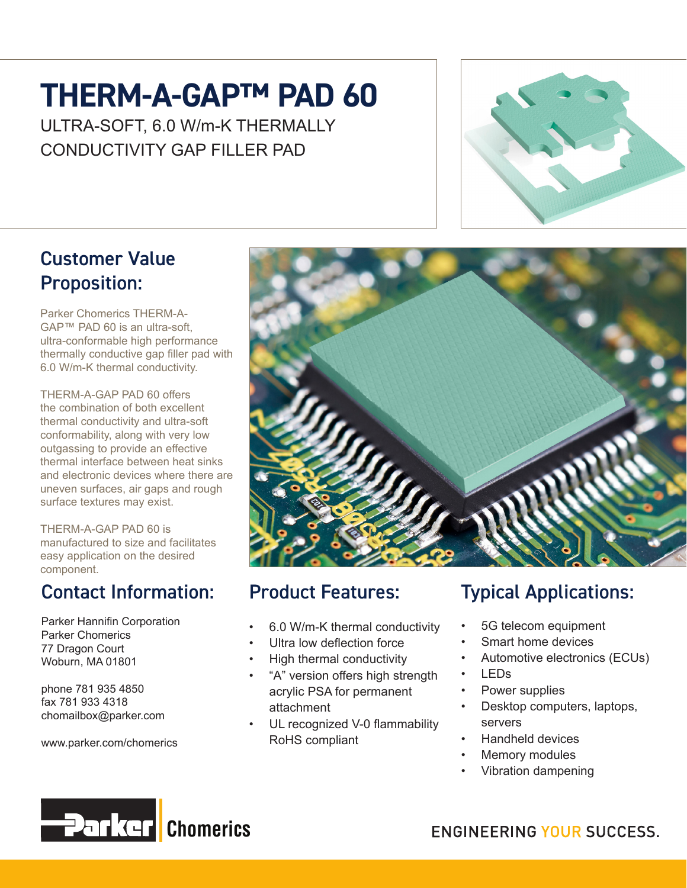# THERM-A-GAP™ PAD 60

ULTRA-SOFT, 6.0 W/m-K THERMALLY CONDUCTIVITY GAP FILLER PAD

## Customer Value Proposition:

Parker Chomerics THERM-A-GAP™ PAD 60 is an ultra-soft, ultra-conformable high performance thermally conductive gap filler pad with 6.0 W/m-K thermal conductivity.

THERM-A-GAP PAD 60 offers the combination of both excellent thermal conductivity and ultra-soft conformability, along with very low outgassing to provide an effective thermal interface between heat sinks and electronic devices where there are uneven surfaces, air gaps and rough surface textures may exist.

THERM-A-GAP PAD 60 is manufactured to size and facilitates easy application on the desired component.

## Contact Information:

Parker Hannifin Corporation
Parker Chomerics
77 Dragon Court
Woburn, MA 01801

phone 781 935 4850
fax 781 933 4318
chomailbox@parker.com

www.parker.com/chomerics

## Product Features:

- 6.0 W/m-K thermal conductivity
- Ultra low deflection force
- High thermal conductivity
- "A" version offers high strength acrylic PSA for permanent attachment
- UL recognized V-0 flammability RoHS compliant

## Typical Applications:

- 5G telecom equipment
- Smart home devices
- Automotive electronics (ECUs)
- LEDs
- Power supplies
- Desktop computers, laptops, servers
- Handheld devices
- Memory modules
- Vibration dampening

Parker Chomerics

ENGINEERING YOUR SUCCESS.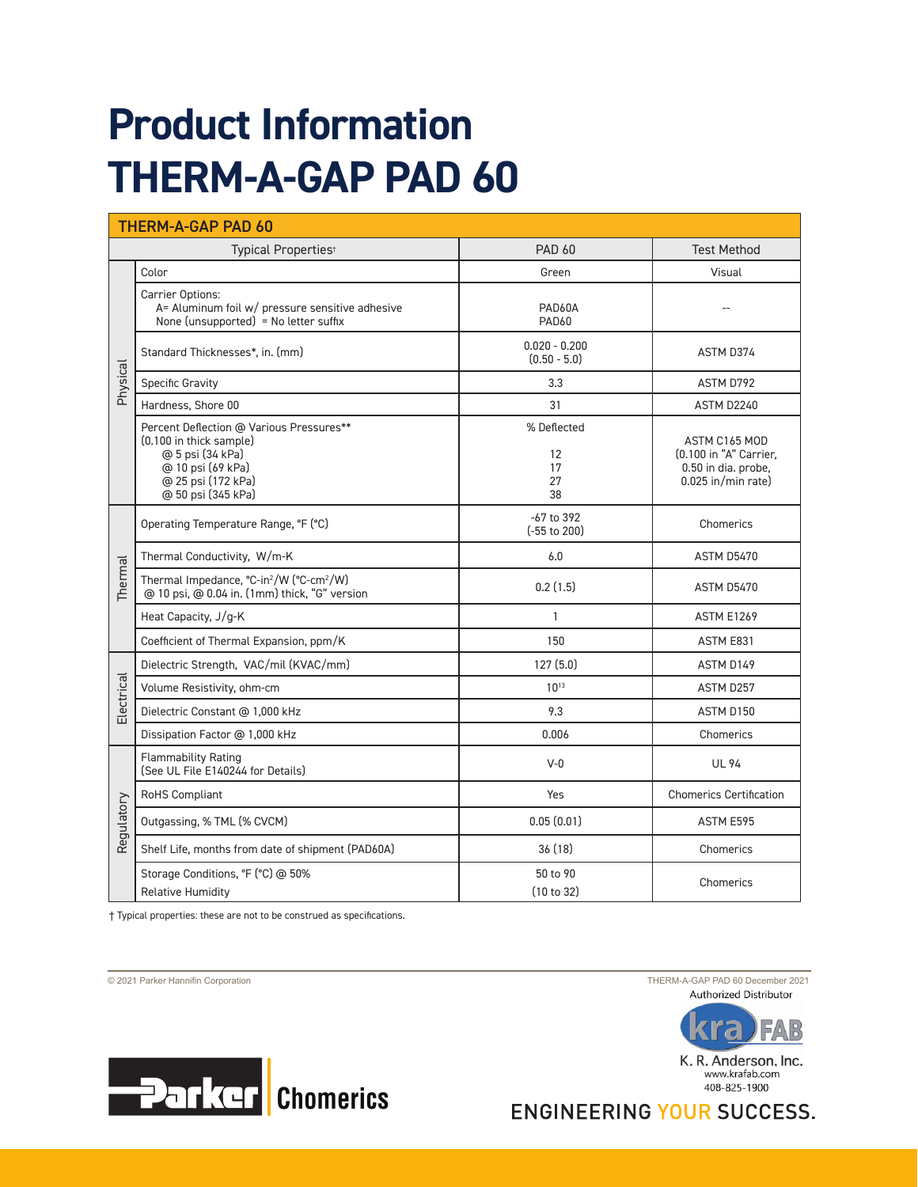# Product Information
# THERM-A-GAP PAD 60

| THERM-A-GAP PAD 60 | | | |
|---|---|---|---|
| | Typical Properties† | PAD 60 | Test Method |
| Physical | Color | Green | Visual |
| | Carrier Options:<br>A= Aluminum foil w/ pressure sensitive adhesive<br>None (unsupported) = No letter suffix | PAD60A<br>PAD60 | -- |
| | Standard Thicknesses*, in. (mm) | 0.020 - 0.200<br>(0.50 - 5.0) | ASTM D374 |
| | Specific Gravity | 3.3 | ASTM D792 |
| | Hardness, Shore 00 | 31 | ASTM D2240 |
| | Percent Deflection @ Various Pressures**<br>(0.100 in thick sample)<br>@ 5 psi (34 kPa)<br>@ 10 psi (69 kPa)<br>@ 25 psi (172 kPa)<br>@ 50 psi (345 kPa) | % Deflected<br><br>12<br>17<br>27<br>38 | ASTM C165 MOD<br>(0.100 in "A" Carrier,<br>0.50 in dia. probe,<br>0.025 in/min rate) |
| Thermal | Operating Temperature Range, °F (°C) | -67 to 392<br>(-55 to 200) | Chomerics |
| | Thermal Conductivity, W/m-K | 6.0 | ASTM D5470 |
| | Thermal Impedance, °C-in²/W (°C-cm²/W)<br>@ 10 psi, @ 0.04 in. (1mm) thick, "G" version | 0.2 (1.5) | ASTM D5470 |
| | Heat Capacity, J/g-K | 1 | ASTM E1269 |
| | Coefficient of Thermal Expansion, ppm/K | 150 | ASTM E831 |
| Electrical | Dielectric Strength, VAC/mil (KVAC/mm) | 127 (5.0) | ASTM D149 |
| | Volume Resistivity, ohm-cm | $10^{13}$ | ASTM D257 |
| | Dielectric Constant @ 1,000 kHz | 9.3 | ASTM D150 |
| | Dissipation Factor @ 1,000 kHz | 0.006 | Chomerics |
| Regulatory | Flammability Rating<br>(See UL File E140244 for Details) | V-0 | UL 94 |
| | RoHS Compliant | Yes | Chomerics Certification |
| | Outgassing, % TML (% CVCM) | 0.05 (0.01) | ASTM E595 |
| | Shelf Life, months from date of shipment (PAD60A) | 36 (18) | Chomerics |
| | Storage Conditions, °F (°C) @ 50%<br>Relative Humidity | 50 to 90<br>(10 to 32) | Chomerics |

† Typical properties: these are not to be construed as specifications.

© 2021 Parker Hannifin Corporation

THERM-A-GAP PAD 60 December 2021

Authorized Distributor

kra FAB

K. R. Anderson, Inc.
www.krafab.com
408-825-1900

Parker Chomerics

ENGINEERING YOUR SUCCESS.